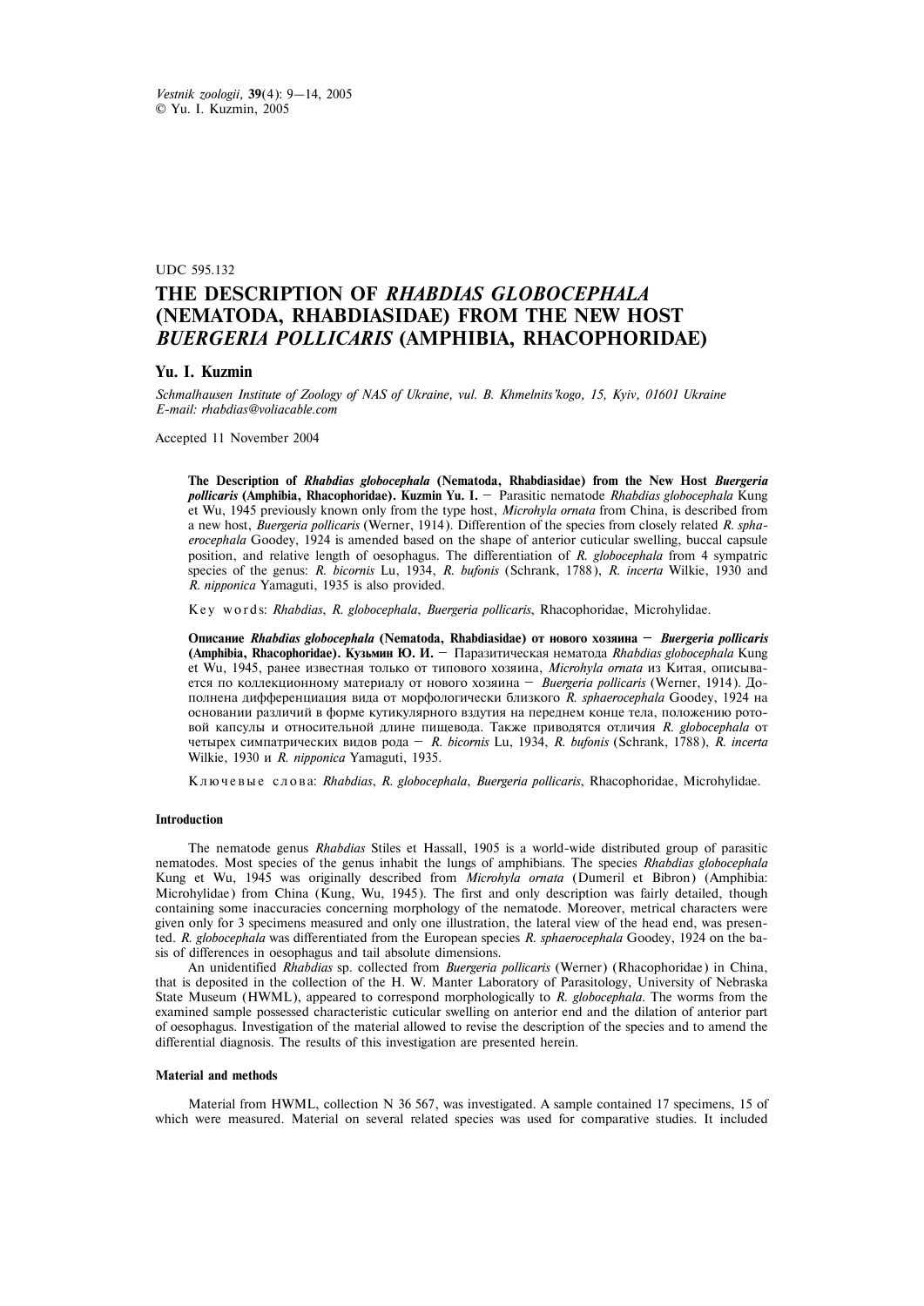Vestnik zoologii, **39**(4): 9—14, 2005
© Yu. I. Kuzmin, 2005

UDC 595.132

# THE DESCRIPTION OF *RHABDIAS GLOBOCEPHALA* (NEMATODA, RHABDIASIDAE) FROM THE NEW HOST *BUERGERIA POLLICARIS* (AMPHIBIA, RHACOPHORIDAE)

**Yu. I. Kuzmin**

*Schmalhausen Institute of Zoology of NAS of Ukraine, vul. B. Khmelnits'kogo, 15, Kyiv, 01601 Ukraine*
*E-mail: rhabdias@voliacable.com*

Accepted 11 November 2004

**The Description of *Rhabdias globocephala* (Nematoda, Rhabdiasidae) from the New Host *Buergeria pollicaris* (Amphibia, Rhacophoridae). Kuzmin Yu. I.** — Parasitic nematode *Rhabdias globocephala* Kung et Wu, 1945 previously known only from the type host, *Microhyla ornata* from China, is described from a new host, *Buergeria pollicaris* (Werner, 1914). Differention of the species from closely related *R. sphaerocephala* Goodey, 1924 is amended based on the shape of anterior cuticular swelling, buccal capsule position, and relative length of oesophagus. The differentiation of *R. globocephala* from 4 sympatric species of the genus: *R. bicornis* Lu, 1934, *R. bufonis* (Schrank, 1788), *R. incerta* Wilkie, 1930 and *R. nipponica* Yamaguti, 1935 is also provided.

Key words: *Rhabdias*, *R. globocephala*, *Buergeria pollicaris*, Rhacophoridae, Microhylidae.

**Описание *Rhabdias globocephala* (Nematoda, Rhabdiasidae) от нового хозяина — *Buergeria pollicaris* (Amphibia, Rhacophoridae). Кузьмин Ю. И.** — Паразитическая нематода *Rhabdias globocephala* Kung et Wu, 1945, ранее известная только от типового хозяина, *Microhyla ornata* из Китая, описывается по коллекционному материалу от нового хозяина — *Buergeria pollicaris* (Werner, 1914). Дополнена дифференциация вида от морфологически близкого *R. sphaerocephala* Goodey, 1924 на основании различий в форме кутикулярного вздутия на переднем конце тела, положению ротовой капсулы и относительной длине пищевода. Также приводятся отличия *R. globocephala* от четырех симпатрических видов рода — *R. bicornis* Lu, 1934, *R. bufonis* (Schrank, 1788), *R. incerta* Wilkie, 1930 и *R. nipponica* Yamaguti, 1935.

Ключевые слова: *Rhabdias*, *R. globocephala*, *Buergeria pollicaris*, Rhacophoridae, Microhylidae.

## Introduction

The nematode genus *Rhabdias* Stiles et Hassall, 1905 is a world-wide distributed group of parasitic nematodes. Most species of the genus inhabit the lungs of amphibians. The species *Rhabdias globocephala* Kung et Wu, 1945 was originally described from *Microhyla ornata* (Dumeril et Bibron) (Amphibia: Microhylidae) from China (Kung, Wu, 1945). The first and only description was fairly detailed, though containing some inaccuracies concerning morphology of the nematode. Moreover, metrical characters were given only for 3 specimens measured and only one illustration, the lateral view of the head end, was presented. *R. globocephala* was differentiated from the European species *R. sphaerocephala* Goodey, 1924 on the basis of differences in oesophagus and tail absolute dimensions.

An unidentified *Rhabdias* sp. collected from *Buergeria pollicaris* (Werner) (Rhacophoridae) in China, that is deposited in the collection of the H. W. Manter Laboratory of Parasitology, University of Nebraska State Museum (HWML), appeared to correspond morphologically to *R. globocephala*. The worms from the examined sample possessed characteristic cuticular swelling on anterior end and the dilation of anterior part of oesophagus. Investigation of the material allowed to revise the description of the species and to amend the differential diagnosis. The results of this investigation are presented herein.

## Material and methods

Material from HWML, collection N 36 567, was investigated. A sample contained 17 specimens, 15 of which were measured. Material on several related species was used for comparative studies. It included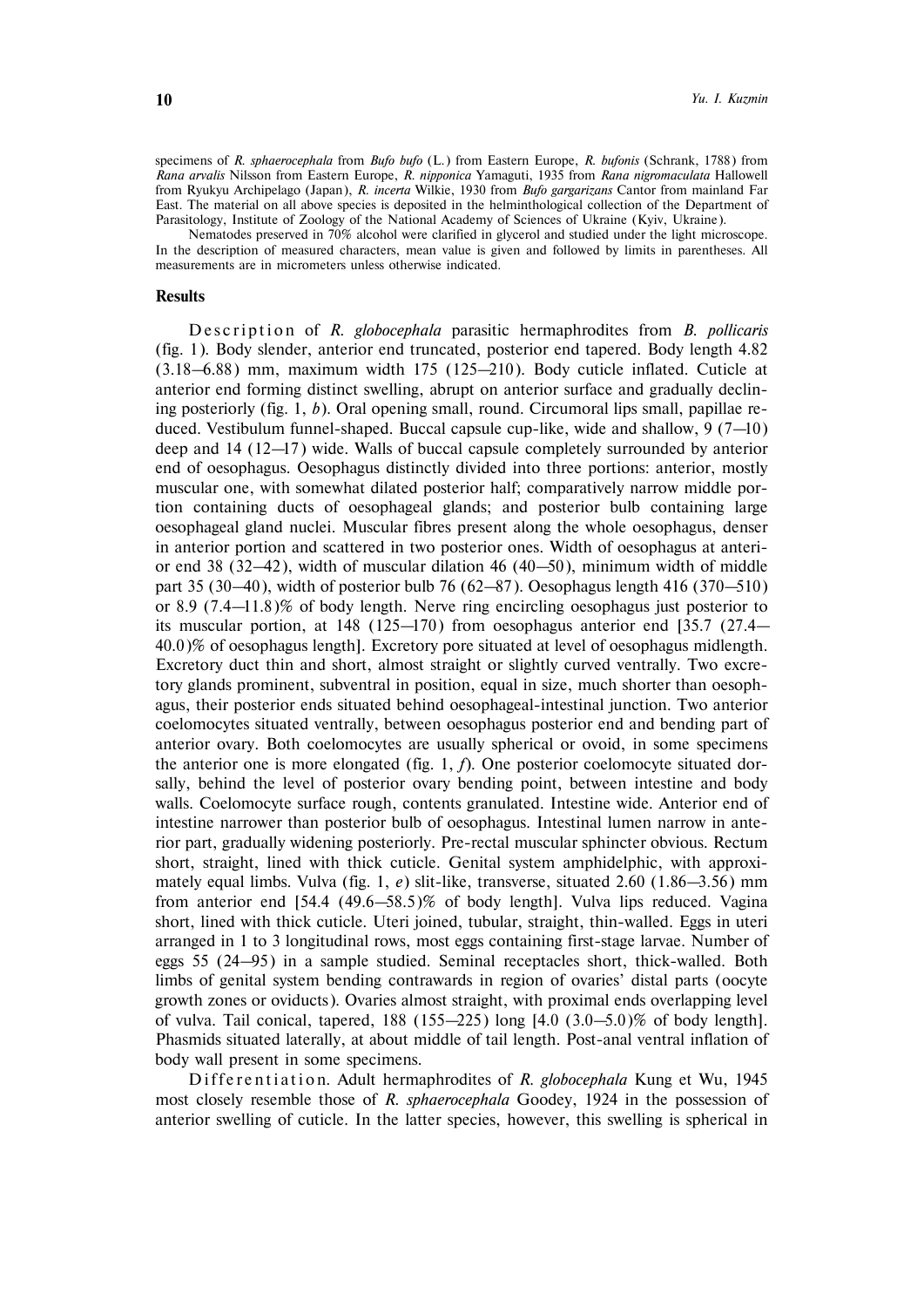specimens of *R. sphaerocephala* from *Bufo bufo* (L.) from Eastern Europe, *R. bufonis* (Schrank, 1788) from *Rana arvalis* Nilsson from Eastern Europe, *R. nipponica* Yamaguti, 1935 from *Rana nigromaculata* Hallowell from Ryukyu Archipelago (Japan), *R. incerta* Wilkie, 1930 from *Bufo gargarizans* Cantor from mainland Far East. The material on all above species is deposited in the helminthological collection of the Department of Parasitology, Institute of Zoology of the National Academy of Sciences of Ukraine (Kyiv, Ukraine).

Nematodes preserved in 70% alcohol were clarified in glycerol and studied under the light microscope. In the description of measured characters, mean value is given and followed by limits in parentheses. All measurements are in micrometers unless otherwise indicated.

## Results

Description of *R. globocephala* parasitic hermaphrodites from *B. pollicaris* (fig. 1). Body slender, anterior end truncated, posterior end tapered. Body length 4.82 (3.18—6.88) mm, maximum width 175 (125—210). Body cuticle inflated. Cuticle at anterior end forming distinct swelling, abrupt on anterior surface and gradually declining posteriorly (fig. 1, *b*). Oral opening small, round. Circumoral lips small, papillae reduced. Vestibulum funnel-shaped. Buccal capsule cup-like, wide and shallow, 9 (7—10) deep and 14 (12—17) wide. Walls of buccal capsule completely surrounded by anterior end of oesophagus. Oesophagus distinctly divided into three portions: anterior, mostly muscular one, with somewhat dilated posterior half; comparatively narrow middle portion containing ducts of oesophageal glands; and posterior bulb containing large oesophageal gland nuclei. Muscular fibres present along the whole oesophagus, denser in anterior portion and scattered in two posterior ones. Width of oesophagus at anterior end 38 (32—42), width of muscular dilation 46 (40—50), minimum width of middle part 35 (30—40), width of posterior bulb 76 (62—87). Oesophagus length 416 (370—510) or 8.9 (7.4—11.8)% of body length. Nerve ring encircling oesophagus just posterior to its muscular portion, at 148 (125—170) from oesophagus anterior end [35.7 (27.4—40.0)% of oesophagus length]. Excretory pore situated at level of oesophagus midlength. Excretory duct thin and short, almost straight or slightly curved ventrally. Two excretory glands prominent, subventral in position, equal in size, much shorter than oesophagus, their posterior ends situated behind oesophageal-intestinal junction. Two anterior coelomocytes situated ventrally, between oesophagus posterior end and bending part of anterior ovary. Both coelomocytes are usually spherical or ovoid, in some specimens the anterior one is more elongated (fig. 1, *f*). One posterior coelomocyte situated dorsally, behind the level of posterior ovary bending point, between intestine and body walls. Coelomocyte surface rough, contents granulated. Intestine wide. Anterior end of intestine narrower than posterior bulb of oesophagus. Intestinal lumen narrow in anterior part, gradually widening posteriorly. Pre-rectal muscular sphincter obvious. Rectum short, straight, lined with thick cuticle. Genital system amphidelphic, with approximately equal limbs. Vulva (fig. 1, *e*) slit-like, transverse, situated 2.60 (1.86—3.56) mm from anterior end [54.4 (49.6—58.5)% of body length]. Vulva lips reduced. Vagina short, lined with thick cuticle. Uteri joined, tubular, straight, thin-walled. Eggs in uteri arranged in 1 to 3 longitudinal rows, most eggs containing first-stage larvae. Number of eggs 55 (24—95) in a sample studied. Seminal receptacles short, thick-walled. Both limbs of genital system bending contrawards in region of ovaries' distal parts (oocyte growth zones or oviducts). Ovaries almost straight, with proximal ends overlapping level of vulva. Tail conical, tapered, 188 (155—225) long [4.0 (3.0—5.0)% of body length]. Phasmids situated laterally, at about middle of tail length. Post-anal ventral inflation of body wall present in some specimens.

Differentiation. Adult hermaphrodites of *R. globocephala* Kung et Wu, 1945 most closely resemble those of *R. sphaerocephala* Goodey, 1924 in the possession of anterior swelling of cuticle. In the latter species, however, this swelling is spherical in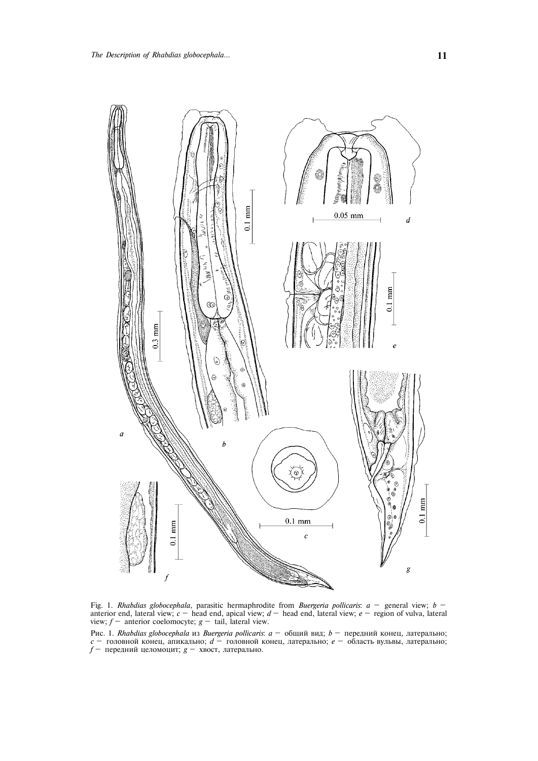Fig. 1. *Rhabdias globocephala*, parasitic hermaphrodite from *Buergeria pollicaris*: *a* – general view; *b* – anterior end, lateral view; *c* – head end, apical view; *d* – head end, lateral view; *e* – region of vulva, lateral view; *f* – anterior coelomocyte; *g* – tail, lateral view.

Рис. 1. *Rhabdias globocephala* из *Buergeria pollicaris*: *a* – общий вид; *b* – передний конец, латерально; *c* – головной конец, апикально; *d* – головной конец, латерально; *e* – область вульвы, латерально; *f* – передний целомоцит; *g* – хвост, латерально.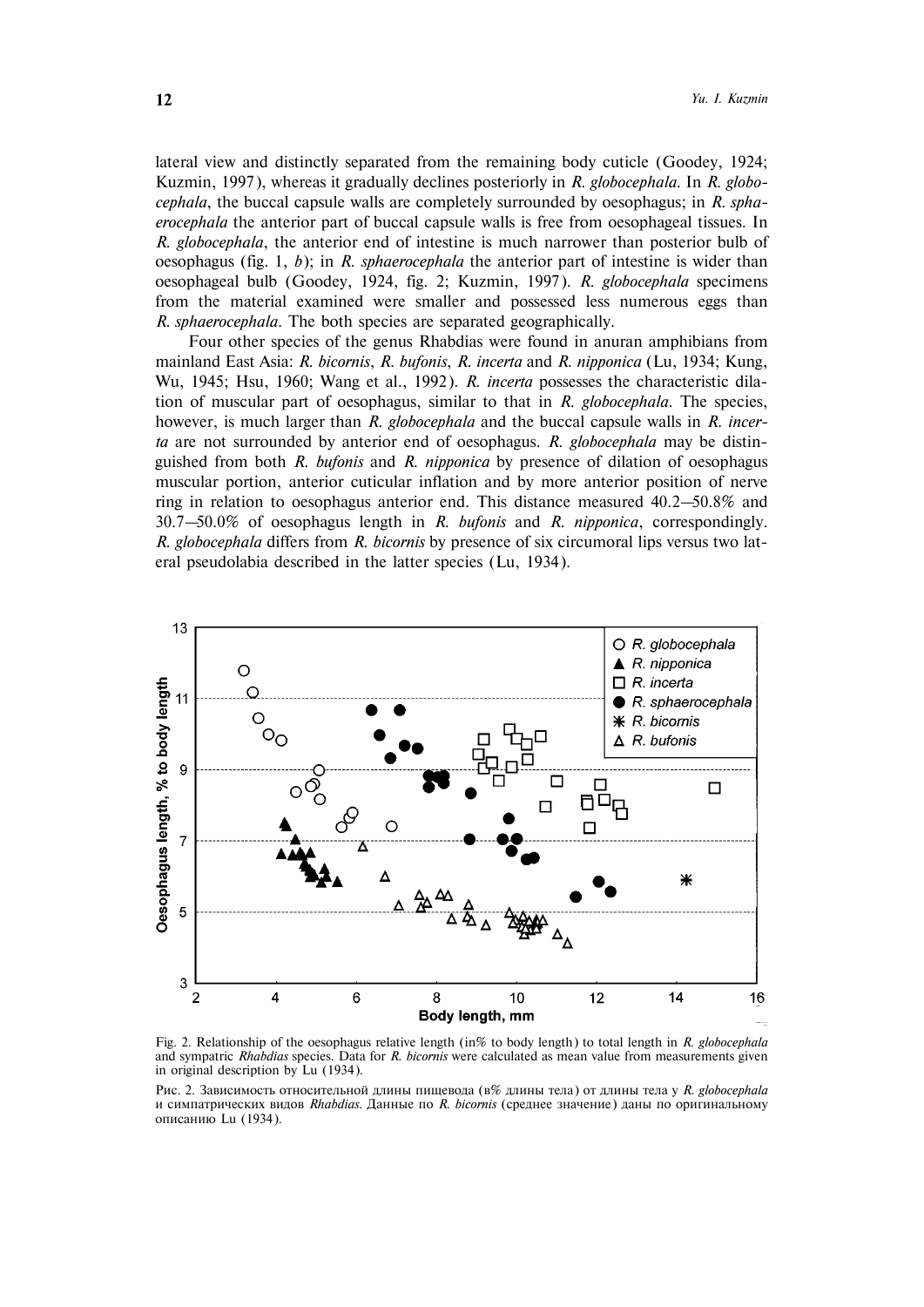lateral view and distinctly separated from the remaining body cuticle (Goodey, 1924; Kuzmin, 1997), whereas it gradually declines posteriorly in *R. globocephala*. In *R. globocephala*, the buccal capsule walls are completely surrounded by oesophagus; in *R. sphaerocephala* the anterior part of buccal capsule walls is free from oesophageal tissues. In *R. globocephala*, the anterior end of intestine is much narrower than posterior bulb of oesophagus (fig. 1, *b*); in *R. sphaerocephala* the anterior part of intestine is wider than oesophageal bulb (Goodey, 1924, fig. 2; Kuzmin, 1997). *R. globocephala* specimens from the material examined were smaller and possessed less numerous eggs than *R. sphaerocephala*. The both species are separated geographically.

Four other species of the genus Rhabdias were found in anuran amphibians from mainland East Asia: *R. bicornis*, *R. bufonis*, *R. incerta* and *R. nipponica* (Lu, 1934; Kung, Wu, 1945; Hsu, 1960; Wang et al., 1992). *R. incerta* possesses the characteristic dilation of muscular part of oesophagus, similar to that in *R. globocephala*. The species, however, is much larger than *R. globocephala* and the buccal capsule walls in *R. incerta* are not surrounded by anterior end of oesophagus. *R. globocephala* may be distinguished from both *R. bufonis* and *R. nipponica* by presence of dilation of oesophagus muscular portion, anterior cuticular inflation and by more anterior position of nerve ring in relation to oesophagus anterior end. This distance measured 40.2—50.8% and 30.7—50.0% of oesophagus length in *R. bufonis* and *R. nipponica*, correspondingly. *R. globocephala* differs from *R. bicornis* by presence of six circumoral lips versus two lateral pseudolabia described in the latter species (Lu, 1934).

Fig. 2. Relationship of the oesophagus relative length (in% to body length) to total length in *R. globocephala* and sympatric *Rhabdias* species. Data for *R. bicornis* were calculated as mean value from measurements given in original description by Lu (1934).

Рис. 2. Зависимость относительной длины пищевода (в% длины тела) от длины тела у *R. globocephala* и симпатрических видов *Rhabdias*. Данные по *R. bicornis* (среднее значение) даны по оригинальному описанию Lu (1934).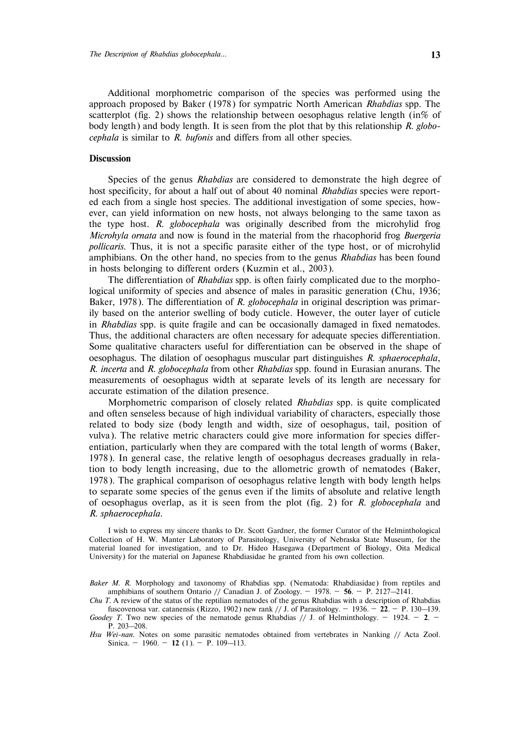Additional morphometric comparison of the species was performed using the approach proposed by Baker (1978) for sympatric North American *Rhabdias* spp. The scatterplot (fig. 2) shows the relationship between oesophagus relative length (in% of body length) and body length. It is seen from the plot that by this relationship *R. globocephala* is similar to *R. bufonis* and differs from all other species.

## Discussion

Species of the genus *Rhabdias* are considered to demonstrate the high degree of host specificity, for about a half out of about 40 nominal *Rhabdias* species were reported each from a single host species. The additional investigation of some species, however, can yield information on new hosts, not always belonging to the same taxon as the type host. *R. globocephala* was originally described from the microhylid frog *Microhyla ornata* and now is found in the material from the rhacophorid frog *Buergeria pollicaris*. Thus, it is not a specific parasite either of the type host, or of microhylid amphibians. On the other hand, no species from to the genus *Rhabdias* has been found in hosts belonging to different orders (Kuzmin et al., 2003).

The differentiation of *Rhabdias* spp. is often fairly complicated due to the morphological uniformity of species and absence of males in parasitic generation (Chu, 1936; Baker, 1978). The differentiation of *R. globocephala* in original description was primarily based on the anterior swelling of body cuticle. However, the outer layer of cuticle in *Rhabdias* spp. is quite fragile and can be occasionally damaged in fixed nematodes. Thus, the additional characters are often necessary for adequate species differentiation. Some qualitative characters useful for differentiation can be observed in the shape of oesophagus. The dilation of oesophagus muscular part distinguishes *R. sphaerocephala*, *R. incerta* and *R. globocephala* from other *Rhabdias* spp. found in Eurasian anurans. The measurements of oesophagus width at separate levels of its length are necessary for accurate estimation of the dilation presence.

Morphometric comparison of closely related *Rhabdias* spp. is quite complicated and often senseless because of high individual variability of characters, especially those related to body size (body length and width, size of oesophagus, tail, position of vulva). The relative metric characters could give more information for species differentiation, particularly when they are compared with the total length of worms (Baker, 1978). In general case, the relative length of oesophagus decreases gradually in relation to body length increasing, due to the allometric growth of nematodes (Baker, 1978). The graphical comparison of oesophagus relative length with body length helps to separate some species of the genus even if the limits of absolute and relative length of oesophagus overlap, as it is seen from the plot (fig. 2) for *R. globocephala* and *R. sphaerocephala*.

I wish to express my sincere thanks to Dr. Scott Gardner, the former Curator of the Helminthological Collection of H. W. Manter Laboratory of Parasitology, University of Nebraska State Museum, for the material loaned for investigation, and to Dr. Hideo Hasegawa (Department of Biology, Oita Medical University) for the material on Japanese Rhabdiasidae he granted from his own collection.

*Baker M. R.* Morphology and taxonomy of Rhabdias spp. (Nematoda: Rhabdiasidae) from reptiles and amphibians of southern Ontario // Canadian J. of Zoology. — 1978. — **56**. — P. 2127—2141.

*Chu T.* A review of the status of the reptilian nematodes of the genus Rhabdias with a description of Rhabdias fuscovenosa var. catanensis (Rizzo, 1902) new rank // J. of Parasitology. — 1936. — **22**. — P. 130—139.

*Goodey T.* Two new species of the nematode genus Rhabdias // J. of Helminthology. — 1924. — **2**. — P. 203—208.

*Hsu Wei-nan.* Notes on some parasitic nematodes obtained from vertebrates in Nanking // Acta Zool. Sinica. — 1960. — **12** (1). — P. 109—113.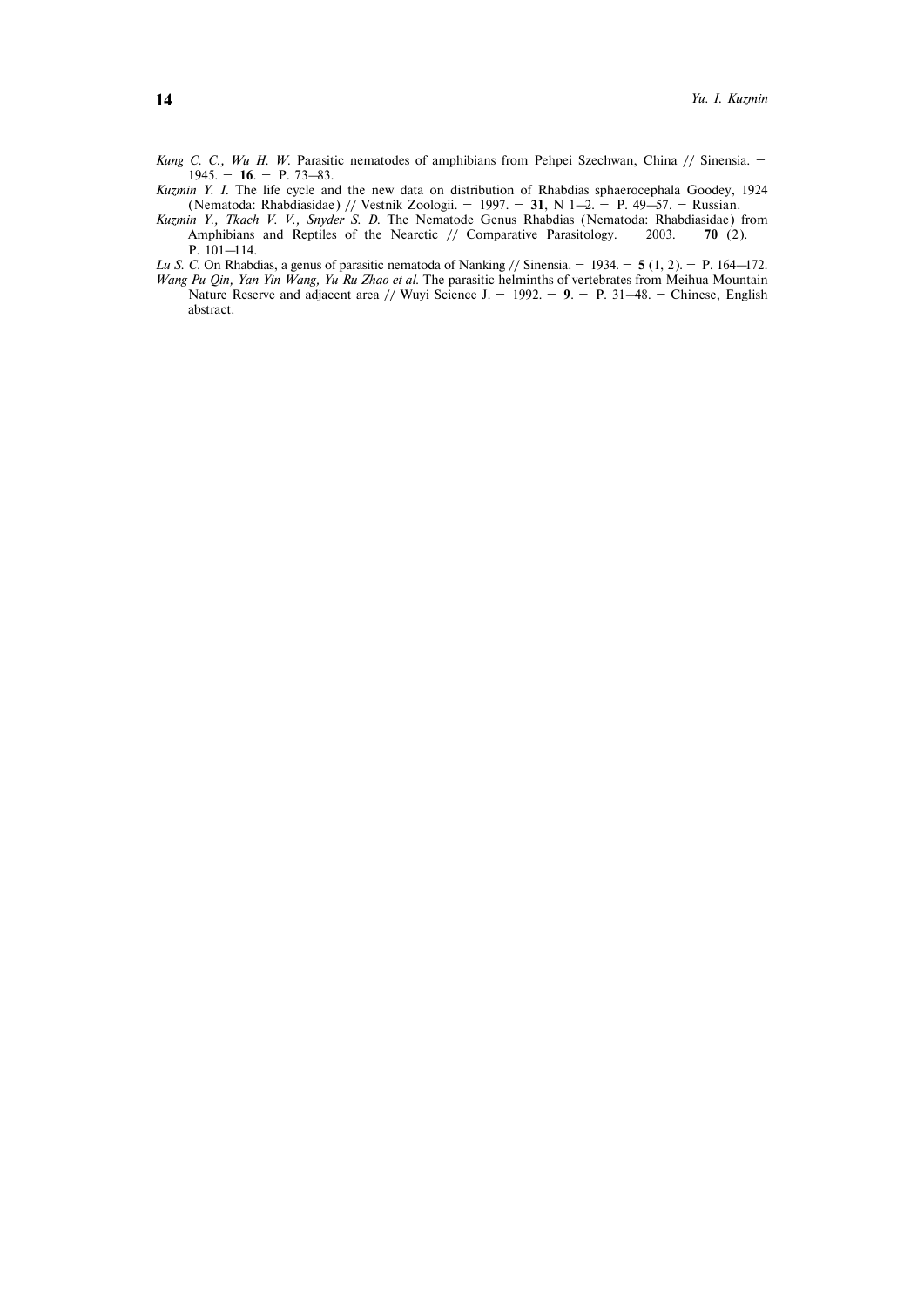*Kung C. C., Wu H. W.* Parasitic nematodes of amphibians from Pehpei Szechwan, China // Sinensia. — 1945. — **16**. — P. 73—83.

*Kuzmin Y. I.* The life cycle and the new data on distribution of Rhabdias sphaerocephala Goodey, 1924 (Nematoda: Rhabdiasidae) // Vestnik Zoologii. — 1997. — **31**, N 1—2. — P. 49—57. — Russian.

*Kuzmin Y., Tkach V. V., Snyder S. D.* The Nematode Genus Rhabdias (Nematoda: Rhabdiasidae) from Amphibians and Reptiles of the Nearctic // Comparative Parasitology. — 2003. — **70** (2). — P. 101—114.

*Lu S. C.* On Rhabdias, a genus of parasitic nematoda of Nanking // Sinensia. — 1934. — **5** (1, 2). — P. 164—172.

*Wang Pu Qin, Yan Yin Wang, Yu Ru Zhao et al.* The parasitic helminths of vertebrates from Meihua Mountain Nature Reserve and adjacent area // Wuyi Science J. — 1992. — **9**. — P. 31—48. — Chinese, English abstract.